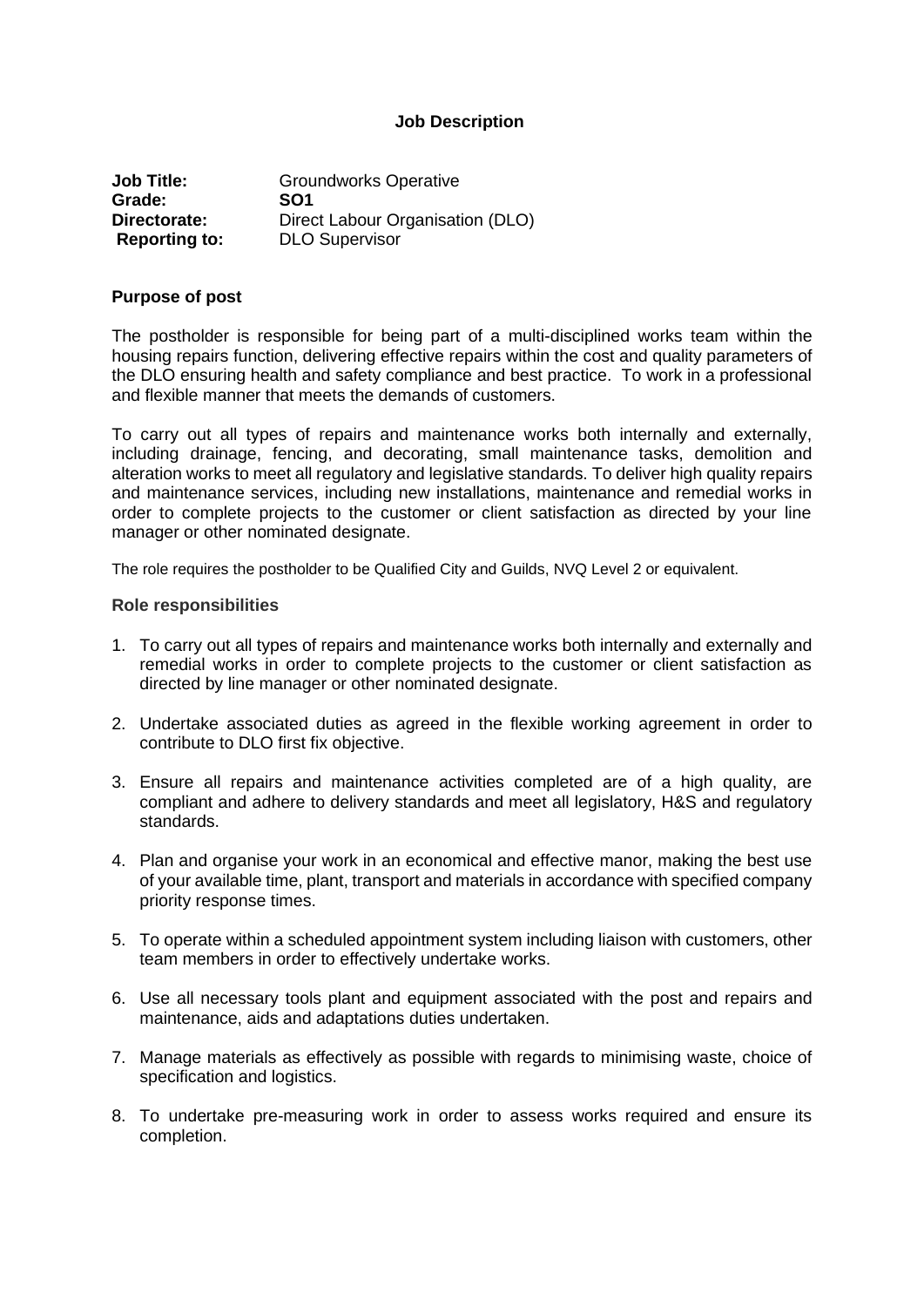# Job Description

**Job Title:** Groundworks Operative
**Grade:** **SO1**
**Directorate:** Direct Labour Organisation (DLO)
**Reporting to:** DLO Supervisor

## Purpose of post

The postholder is responsible for being part of a multi-disciplined works team within the housing repairs function, delivering effective repairs within the cost and quality parameters of the DLO ensuring health and safety compliance and best practice. To work in a professional and flexible manner that meets the demands of customers.

To carry out all types of repairs and maintenance works both internally and externally, including drainage, fencing, and decorating, small maintenance tasks, demolition and alteration works to meet all regulatory and legislative standards. To deliver high quality repairs and maintenance services, including new installations, maintenance and remedial works in order to complete projects to the customer or client satisfaction as directed by your line manager or other nominated designate.

The role requires the postholder to be Qualified City and Guilds, NVQ Level 2 or equivalent.

## Role responsibilities

1. To carry out all types of repairs and maintenance works both internally and externally and remedial works in order to complete projects to the customer or client satisfaction as directed by line manager or other nominated designate.

2. Undertake associated duties as agreed in the flexible working agreement in order to contribute to DLO first fix objective.

3. Ensure all repairs and maintenance activities completed are of a high quality, are compliant and adhere to delivery standards and meet all legislatory, H&S and regulatory standards.

4. Plan and organise your work in an economical and effective manor, making the best use of your available time, plant, transport and materials in accordance with specified company priority response times.

5. To operate within a scheduled appointment system including liaison with customers, other team members in order to effectively undertake works.

6. Use all necessary tools plant and equipment associated with the post and repairs and maintenance, aids and adaptations duties undertaken.

7. Manage materials as effectively as possible with regards to minimising waste, choice of specification and logistics.

8. To undertake pre-measuring work in order to assess works required and ensure its completion.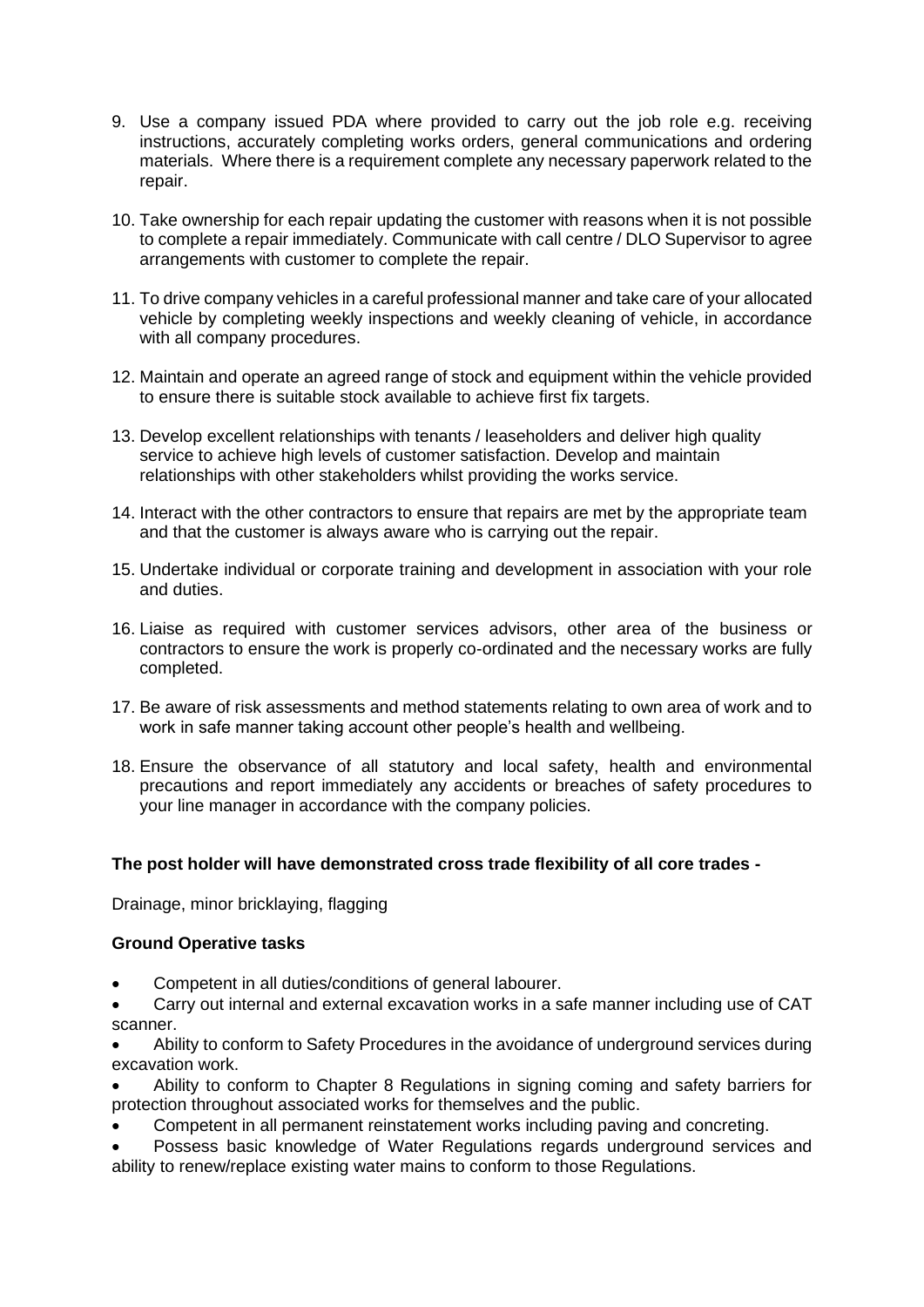9. Use a company issued PDA where provided to carry out the job role e.g. receiving instructions, accurately completing works orders, general communications and ordering materials. Where there is a requirement complete any necessary paperwork related to the repair.

10. Take ownership for each repair updating the customer with reasons when it is not possible to complete a repair immediately. Communicate with call centre / DLO Supervisor to agree arrangements with customer to complete the repair.

11. To drive company vehicles in a careful professional manner and take care of your allocated vehicle by completing weekly inspections and weekly cleaning of vehicle, in accordance with all company procedures.

12. Maintain and operate an agreed range of stock and equipment within the vehicle provided to ensure there is suitable stock available to achieve first fix targets.

13. Develop excellent relationships with tenants / leaseholders and deliver high quality service to achieve high levels of customer satisfaction. Develop and maintain relationships with other stakeholders whilst providing the works service.

14. Interact with the other contractors to ensure that repairs are met by the appropriate team and that the customer is always aware who is carrying out the repair.

15. Undertake individual or corporate training and development in association with your role and duties.

16. Liaise as required with customer services advisors, other area of the business or contractors to ensure the work is properly co-ordinated and the necessary works are fully completed.

17. Be aware of risk assessments and method statements relating to own area of work and to work in safe manner taking account other people's health and wellbeing.

18. Ensure the observance of all statutory and local safety, health and environmental precautions and report immediately any accidents or breaches of safety procedures to your line manager in accordance with the company policies.

**The post holder will have demonstrated cross trade flexibility of all core trades -**

Drainage, minor bricklaying, flagging

**Ground Operative tasks**

- Competent in all duties/conditions of general labourer.
- Carry out internal and external excavation works in a safe manner including use of CAT scanner.
- Ability to conform to Safety Procedures in the avoidance of underground services during excavation work.
- Ability to conform to Chapter 8 Regulations in signing coming and safety barriers for protection throughout associated works for themselves and the public.
- Competent in all permanent reinstatement works including paving and concreting.
- Possess basic knowledge of Water Regulations regards underground services and ability to renew/replace existing water mains to conform to those Regulations.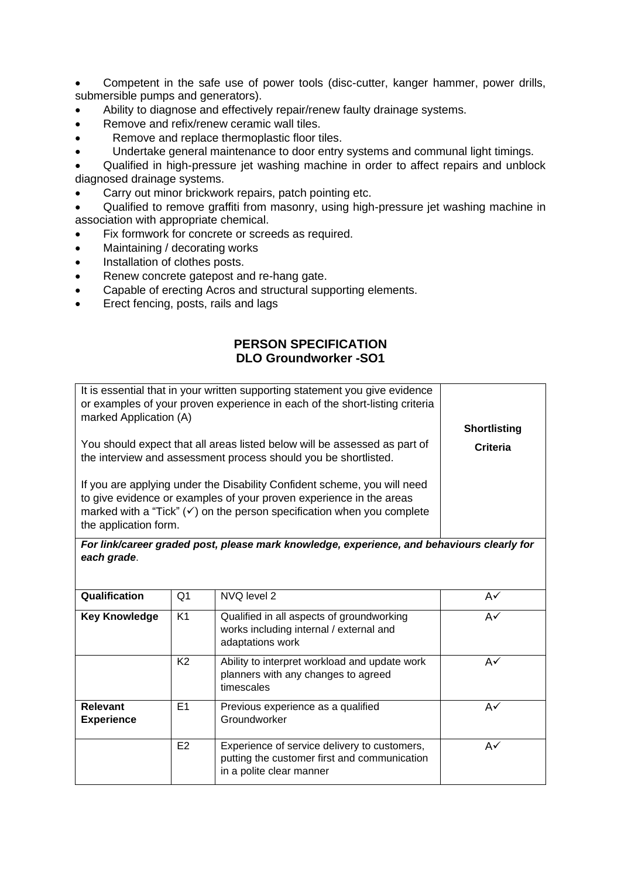- Competent in the safe use of power tools (disc-cutter, kanger hammer, power drills, submersible pumps and generators).
- Ability to diagnose and effectively repair/renew faulty drainage systems.
- Remove and refix/renew ceramic wall tiles.
- Remove and replace thermoplastic floor tiles.
- Undertake general maintenance to door entry systems and communal light timings.
- Qualified in high-pressure jet washing machine in order to affect repairs and unblock diagnosed drainage systems.
- Carry out minor brickwork repairs, patch pointing etc.
- Qualified to remove graffiti from masonry, using high-pressure jet washing machine in association with appropriate chemical.
- Fix formwork for concrete or screeds as required.
- Maintaining / decorating works
- Installation of clothes posts.
- Renew concrete gatepost and re-hang gate.
- Capable of erecting Acros and structural supporting elements.
- Erect fencing, posts, rails and lags

## PERSON SPECIFICATION
## DLO Groundworker -SO1

| It is essential that in your written supporting statement you give evidence or examples of your proven experience in each of the short-listing criteria marked Application (A)<br><br>You should expect that all areas listed below will be assessed as part of the interview and assessment process should you be shortlisted.<br><br>If you are applying under the Disability Confident scheme, you will need to give evidence or examples of your proven experience in the areas marked with a "Tick" (✓) on the person specification when you complete the application form. | | | **Shortlisting Criteria** |
|---|---|---|---|
| ***For link/career graded post, please mark knowledge, experience, and behaviours clearly for each grade*.** | | | |
| **Qualification** | Q1 | NVQ level 2 | A✓ |
| **Key Knowledge** | K1 | Qualified in all aspects of groundworking works including internal / external and adaptations work | A✓ |
| | K2 | Ability to interpret workload and update work planners with any changes to agreed timescales | A✓ |
| **Relevant Experience** | E1 | Previous experience as a qualified Groundworker | A✓ |
| | E2 | Experience of service delivery to customers, putting the customer first and communication in a polite clear manner | A✓ |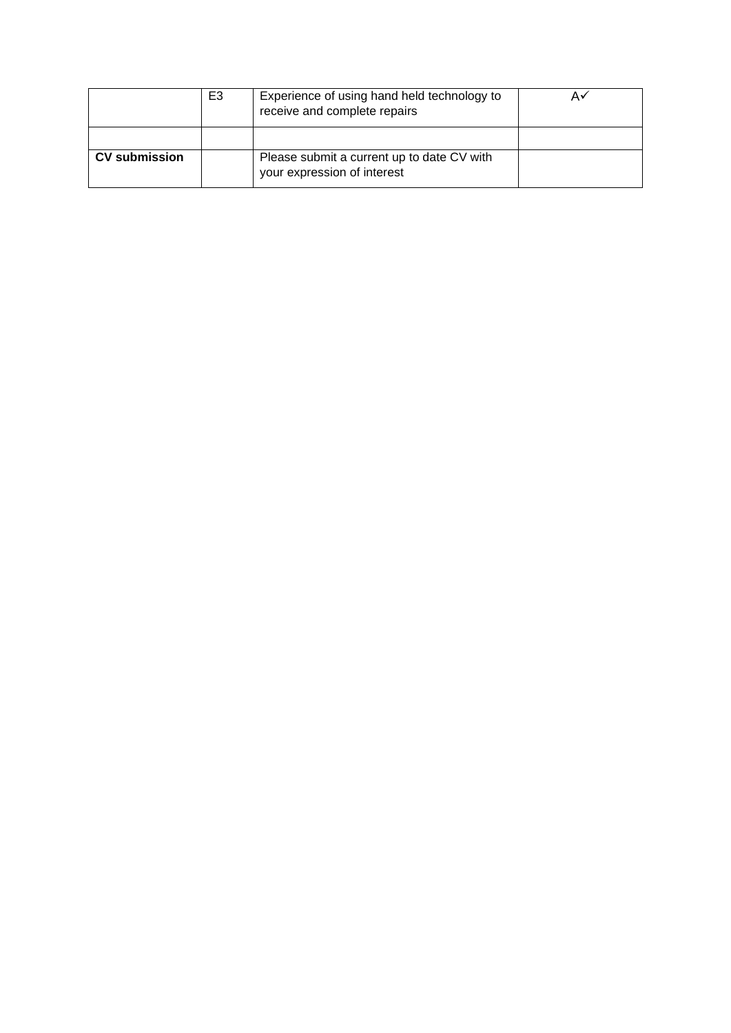| | | | |
|---|---|---|---|
| | E3 | Experience of using hand held technology to receive and complete repairs | A✓ |
| | | | |
| **CV submission** | | Please submit a current up to date CV with your expression of interest | |